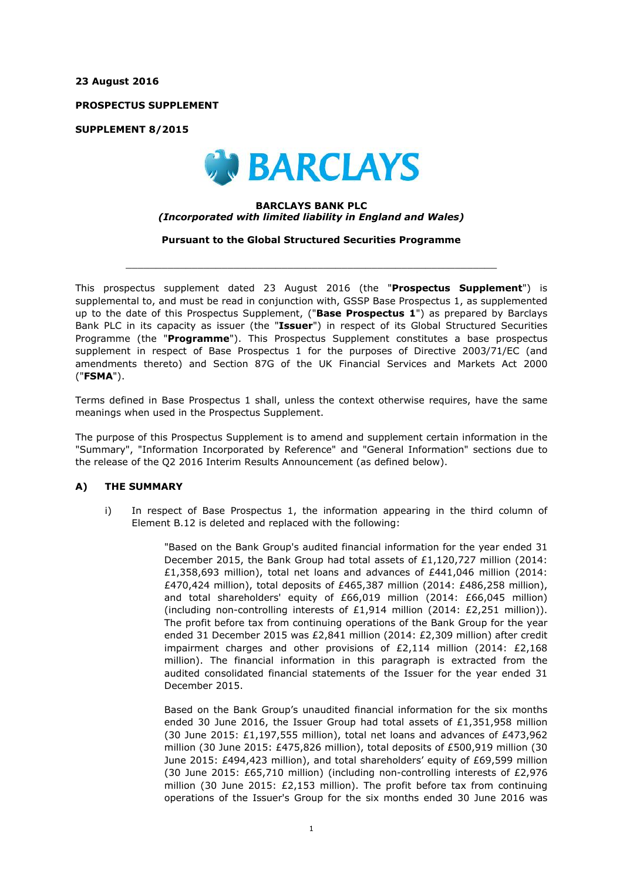**23 August 2016**

**PROSPECTUS SUPPLEMENT**

**SUPPLEMENT 8/2015**

**BARCLAYS**

**BARCLAYS BANK PLC**
***(Incorporated with limited liability in England and Wales)***

**Pursuant to the Global Structured Securities Programme**

---

This prospectus supplement dated 23 August 2016 (the "**Prospectus Supplement**") is supplemental to, and must be read in conjunction with, GSSP Base Prospectus 1, as supplemented up to the date of this Prospectus Supplement, ("**Base Prospectus 1**") as prepared by Barclays Bank PLC in its capacity as issuer (the "**Issuer**") in respect of its Global Structured Securities Programme (the "**Programme**"). This Prospectus Supplement constitutes a base prospectus supplement in respect of Base Prospectus 1 for the purposes of Directive 2003/71/EC (and amendments thereto) and Section 87G of the UK Financial Services and Markets Act 2000 ("**FSMA**").

Terms defined in Base Prospectus 1 shall, unless the context otherwise requires, have the same meanings when used in the Prospectus Supplement.

The purpose of this Prospectus Supplement is to amend and supplement certain information in the "Summary", "Information Incorporated by Reference" and "General Information" sections due to the release of the Q2 2016 Interim Results Announcement (as defined below).

## A) THE SUMMARY

i) In respect of Base Prospectus 1, the information appearing in the third column of Element B.12 is deleted and replaced with the following:

> "Based on the Bank Group's audited financial information for the year ended 31 December 2015, the Bank Group had total assets of £1,120,727 million (2014: £1,358,693 million), total net loans and advances of £441,046 million (2014: £470,424 million), total deposits of £465,387 million (2014: £486,258 million), and total shareholders' equity of £66,019 million (2014: £66,045 million) (including non-controlling interests of £1,914 million (2014: £2,251 million)). The profit before tax from continuing operations of the Bank Group for the year ended 31 December 2015 was £2,841 million (2014: £2,309 million) after credit impairment charges and other provisions of £2,114 million (2014: £2,168 million). The financial information in this paragraph is extracted from the audited consolidated financial statements of the Issuer for the year ended 31 December 2015.
>
> Based on the Bank Group's unaudited financial information for the six months ended 30 June 2016, the Issuer Group had total assets of £1,351,958 million (30 June 2015: £1,197,555 million), total net loans and advances of £473,962 million (30 June 2015: £475,826 million), total deposits of £500,919 million (30 June 2015: £494,423 million), and total shareholders' equity of £69,599 million (30 June 2015: £65,710 million) (including non-controlling interests of £2,976 million (30 June 2015: £2,153 million). The profit before tax from continuing operations of the Issuer's Group for the six months ended 30 June 2016 was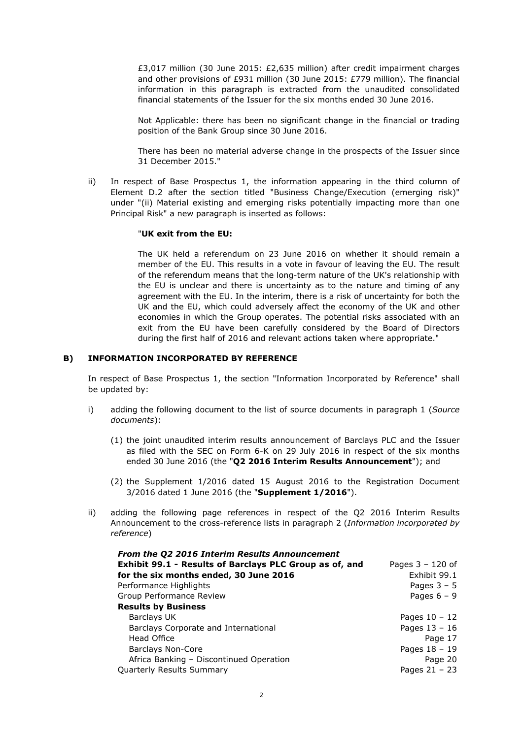£3,017 million (30 June 2015: £2,635 million) after credit impairment charges and other provisions of £931 million (30 June 2015: £779 million). The financial information in this paragraph is extracted from the unaudited consolidated financial statements of the Issuer for the six months ended 30 June 2016.

Not Applicable: there has been no significant change in the financial or trading position of the Bank Group since 30 June 2016.

There has been no material adverse change in the prospects of the Issuer since 31 December 2015."

ii) In respect of Base Prospectus 1, the information appearing in the third column of Element D.2 after the section titled "Business Change/Execution (emerging risk)" under "(ii) Material existing and emerging risks potentially impacting more than one Principal Risk" a new paragraph is inserted as follows:

"**UK exit from the EU:**

The UK held a referendum on 23 June 2016 on whether it should remain a member of the EU. This results in a vote in favour of leaving the EU. The result of the referendum means that the long-term nature of the UK's relationship with the EU is unclear and there is uncertainty as to the nature and timing of any agreement with the EU. In the interim, there is a risk of uncertainty for both the UK and the EU, which could adversely affect the economy of the UK and other economies in which the Group operates. The potential risks associated with an exit from the EU have been carefully considered by the Board of Directors during the first half of 2016 and relevant actions taken where appropriate."

## B) INFORMATION INCORPORATED BY REFERENCE

In respect of Base Prospectus 1, the section "Information Incorporated by Reference" shall be updated by:

i) adding the following document to the list of source documents in paragraph 1 (*Source documents*):

   (1) the joint unaudited interim results announcement of Barclays PLC and the Issuer as filed with the SEC on Form 6-K on 29 July 2016 in respect of the six months ended 30 June 2016 (the "**Q2 2016 Interim Results Announcement**"); and

   (2) the Supplement 1/2016 dated 15 August 2016 to the Registration Document 3/2016 dated 1 June 2016 (the "**Supplement 1/2016**").

ii) adding the following page references in respect of the Q2 2016 Interim Results Announcement to the cross-reference lists in paragraph 2 (*Information incorporated by reference*)

| ***From the Q2 2016 Interim Results Announcement*** | |
|---|---|
| **Exhibit 99.1 - Results of Barclays PLC Group as of, and for the six months ended, 30 June 2016** | Pages 3 – 120 of Exhibit 99.1 |
| Performance Highlights | Pages 3 – 5 |
| Group Performance Review | Pages 6 – 9 |
| **Results by Business** | |
| Barclays UK | Pages 10 – 12 |
| Barclays Corporate and International | Pages 13 – 16 |
| Head Office | Page 17 |
| Barclays Non-Core | Pages 18 – 19 |
| Africa Banking – Discontinued Operation | Page 20 |
| Quarterly Results Summary | Pages 21 – 23 |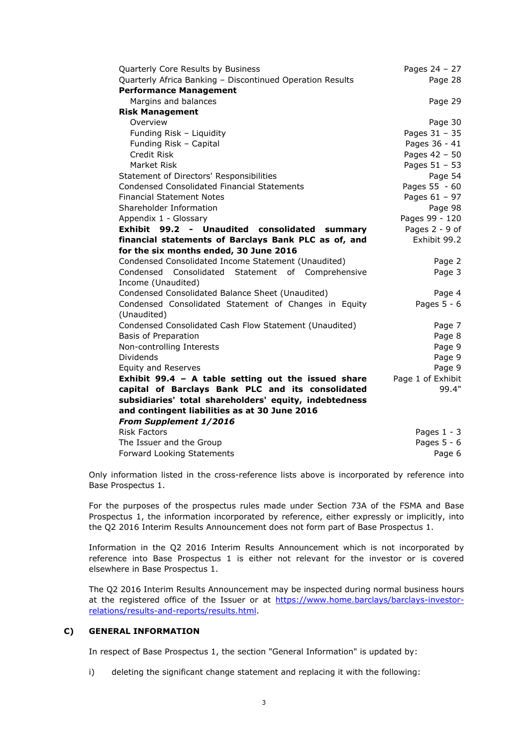| | |
|---|---|
| Quarterly Core Results by Business | Pages 24 – 27 |
| Quarterly Africa Banking – Discontinued Operation Results | Page 28 |
| **Performance Management** | |
| Margins and balances | Page 29 |
| **Risk Management** | |
| Overview | Page 30 |
| Funding Risk – Liquidity | Pages 31 – 35 |
| Funding Risk – Capital | Pages 36 - 41 |
| Credit Risk | Pages 42 – 50 |
| Market Risk | Pages 51 – 53 |
| Statement of Directors' Responsibilities | Page 54 |
| Condensed Consolidated Financial Statements | Pages 55 - 60 |
| Financial Statement Notes | Pages 61 – 97 |
| Shareholder Information | Page 98 |
| Appendix 1 - Glossary | Pages 99 - 120 |
| **Exhibit 99.2 - Unaudited consolidated summary financial statements of Barclays Bank PLC as of, and for the six months ended, 30 June 2016** | Pages 2 - 9 of Exhibit 99.2 |
| Condensed Consolidated Income Statement (Unaudited) | Page 2 |
| Condensed Consolidated Statement of Comprehensive Income (Unaudited) | Page 3 |
| Condensed Consolidated Balance Sheet (Unaudited) | Page 4 |
| Condensed Consolidated Statement of Changes in Equity (Unaudited) | Pages 5 - 6 |
| Condensed Consolidated Cash Flow Statement (Unaudited) | Page 7 |
| Basis of Preparation | Page 8 |
| Non-controlling Interests | Page 9 |
| Dividends | Page 9 |
| Equity and Reserves | Page 9 |
| **Exhibit 99.4 – A table setting out the issued share capital of Barclays Bank PLC and its consolidated subsidiaries' total shareholders' equity, indebtedness and contingent liabilities as at 30 June 2016** | Page 1 of Exhibit 99.4" |
| ***From Supplement 1/2016*** | |
| Risk Factors | Pages 1 - 3 |
| The Issuer and the Group | Pages 5 - 6 |
| Forward Looking Statements | Page 6 |

Only information listed in the cross-reference lists above is incorporated by reference into Base Prospectus 1.

For the purposes of the prospectus rules made under Section 73A of the FSMA and Base Prospectus 1, the information incorporated by reference, either expressly or implicitly, into the Q2 2016 Interim Results Announcement does not form part of Base Prospectus 1.

Information in the Q2 2016 Interim Results Announcement which is not incorporated by reference into Base Prospectus 1 is either not relevant for the investor or is covered elsewhere in Base Prospectus 1.

The Q2 2016 Interim Results Announcement may be inspected during normal business hours at the registered office of the Issuer or at https://www.home.barclays/barclays-investor-relations/results-and-reports/results.html.

## C) GENERAL INFORMATION

In respect of Base Prospectus 1, the section "General Information" is updated by:

i) deleting the significant change statement and replacing it with the following: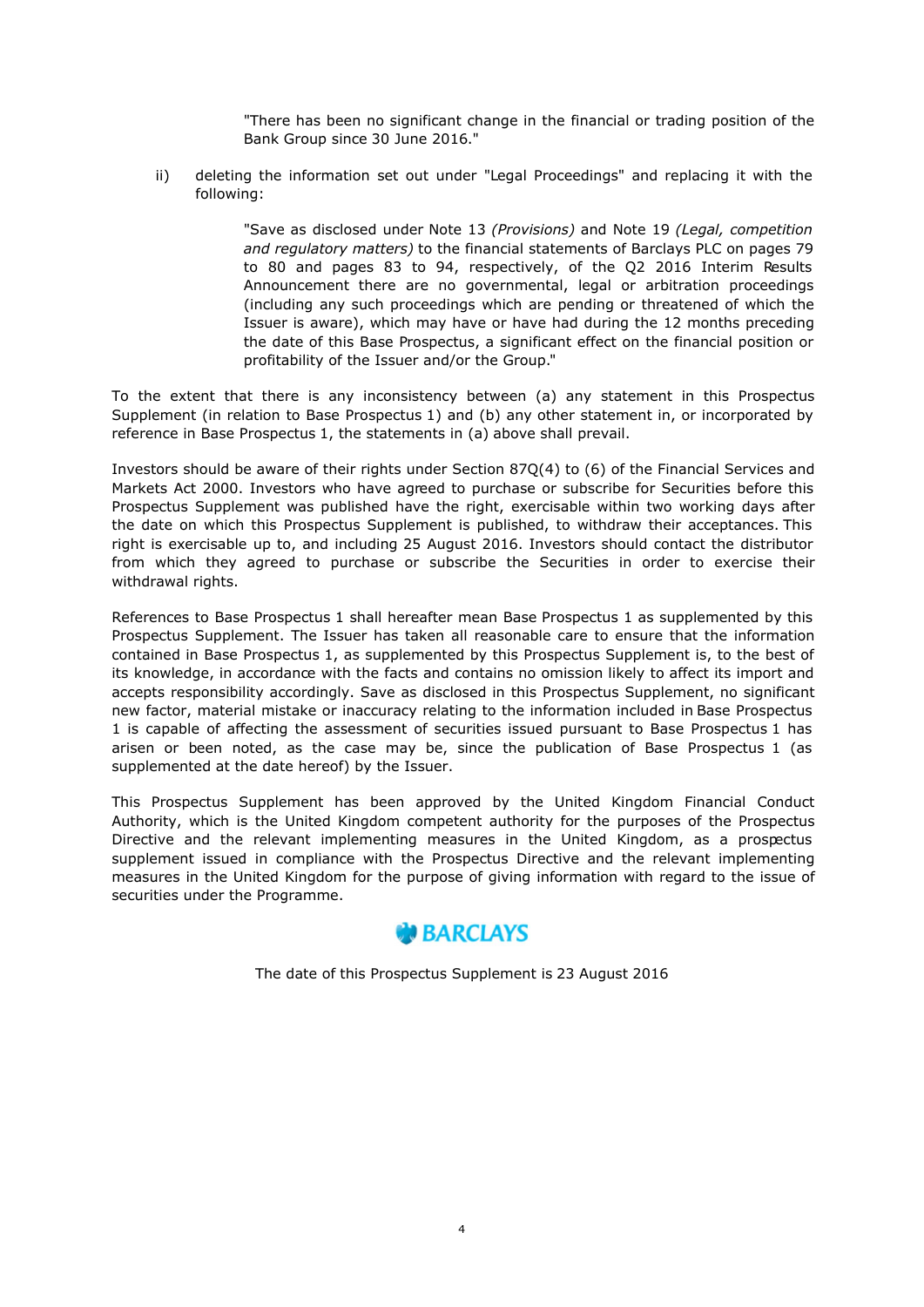"There has been no significant change in the financial or trading position of the Bank Group since 30 June 2016."

ii) deleting the information set out under "Legal Proceedings" and replacing it with the following:

"Save as disclosed under Note 13 *(Provisions)* and Note 19 *(Legal, competition and regulatory matters)* to the financial statements of Barclays PLC on pages 79 to 80 and pages 83 to 94, respectively, of the Q2 2016 Interim Results Announcement there are no governmental, legal or arbitration proceedings (including any such proceedings which are pending or threatened of which the Issuer is aware), which may have or have had during the 12 months preceding the date of this Base Prospectus, a significant effect on the financial position or profitability of the Issuer and/or the Group."

To the extent that there is any inconsistency between (a) any statement in this Prospectus Supplement (in relation to Base Prospectus 1) and (b) any other statement in, or incorporated by reference in Base Prospectus 1, the statements in (a) above shall prevail.

Investors should be aware of their rights under Section 87Q(4) to (6) of the Financial Services and Markets Act 2000. Investors who have agreed to purchase or subscribe for Securities before this Prospectus Supplement was published have the right, exercisable within two working days after the date on which this Prospectus Supplement is published, to withdraw their acceptances. This right is exercisable up to, and including 25 August 2016. Investors should contact the distributor from which they agreed to purchase or subscribe the Securities in order to exercise their withdrawal rights.

References to Base Prospectus 1 shall hereafter mean Base Prospectus 1 as supplemented by this Prospectus Supplement. The Issuer has taken all reasonable care to ensure that the information contained in Base Prospectus 1, as supplemented by this Prospectus Supplement is, to the best of its knowledge, in accordance with the facts and contains no omission likely to affect its import and accepts responsibility accordingly. Save as disclosed in this Prospectus Supplement, no significant new factor, material mistake or inaccuracy relating to the information included in Base Prospectus 1 is capable of affecting the assessment of securities issued pursuant to Base Prospectus 1 has arisen or been noted, as the case may be, since the publication of Base Prospectus 1 (as supplemented at the date hereof) by the Issuer.

This Prospectus Supplement has been approved by the United Kingdom Financial Conduct Authority, which is the United Kingdom competent authority for the purposes of the Prospectus Directive and the relevant implementing measures in the United Kingdom, as a prospectus supplement issued in compliance with the Prospectus Directive and the relevant implementing measures in the United Kingdom for the purpose of giving information with regard to the issue of securities under the Programme.

BARCLAYS

The date of this Prospectus Supplement is 23 August 2016